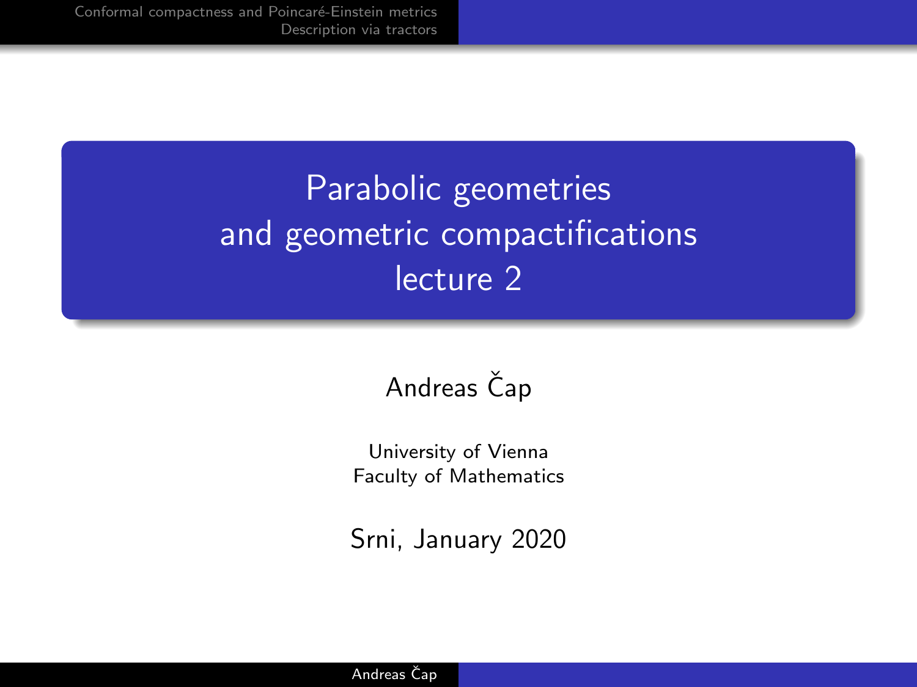# Parabolic geometries and geometric compactifications lecture 2

Andreas Čap

University of Vienna
Faculty of Mathematics

Srni, January 2020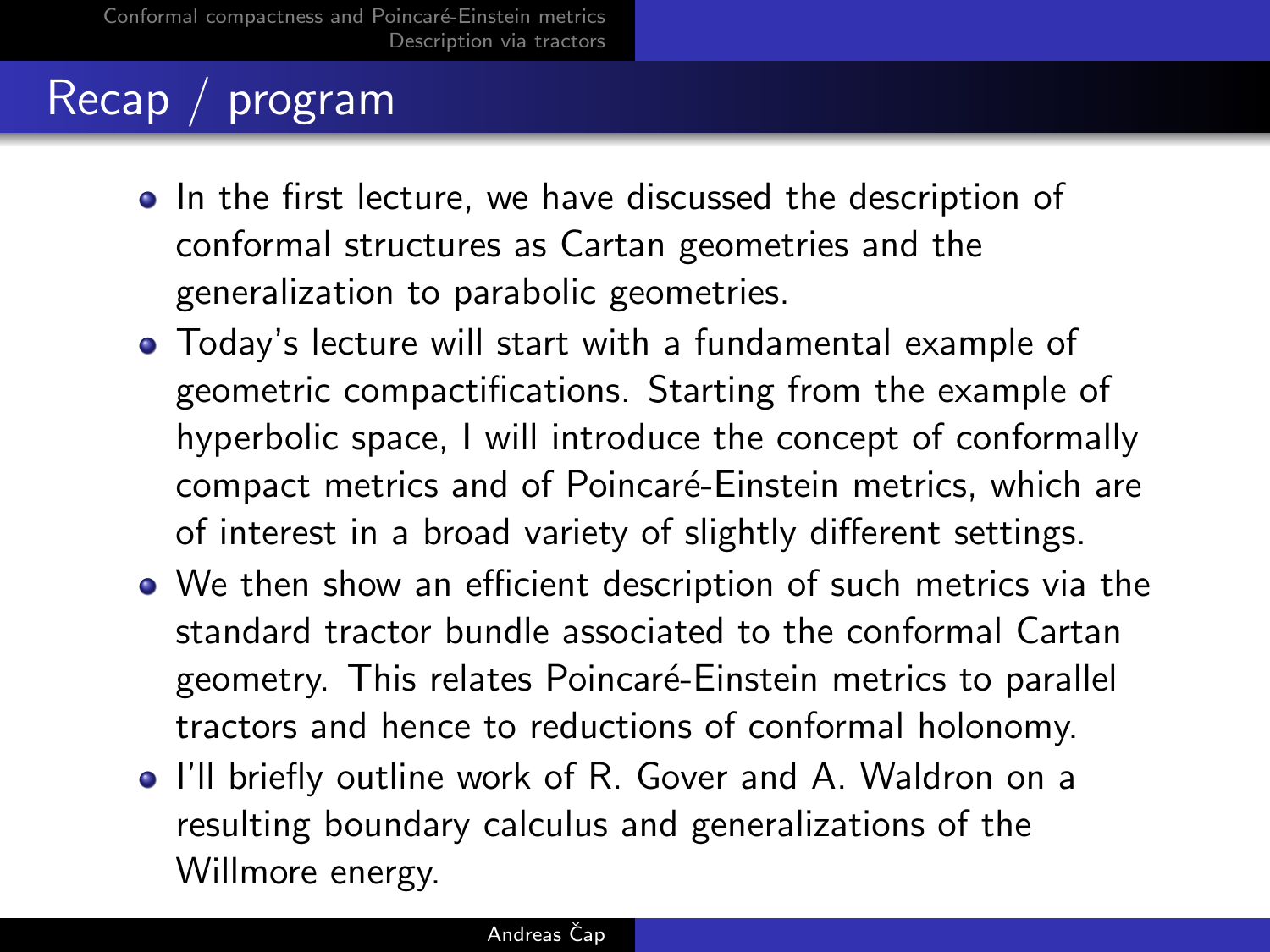# Recap / program

- In the first lecture, we have discussed the description of conformal structures as Cartan geometries and the generalization to parabolic geometries.
- Today's lecture will start with a fundamental example of geometric compactifications. Starting from the example of hyperbolic space, I will introduce the concept of conformally compact metrics and of Poincaré-Einstein metrics, which are of interest in a broad variety of slightly different settings.
- We then show an efficient description of such metrics via the standard tractor bundle associated to the conformal Cartan geometry. This relates Poincaré-Einstein metrics to parallel tractors and hence to reductions of conformal holonomy.
- I'll briefly outline work of R. Gover and A. Waldron on a resulting boundary calculus and generalizations of the Willmore energy.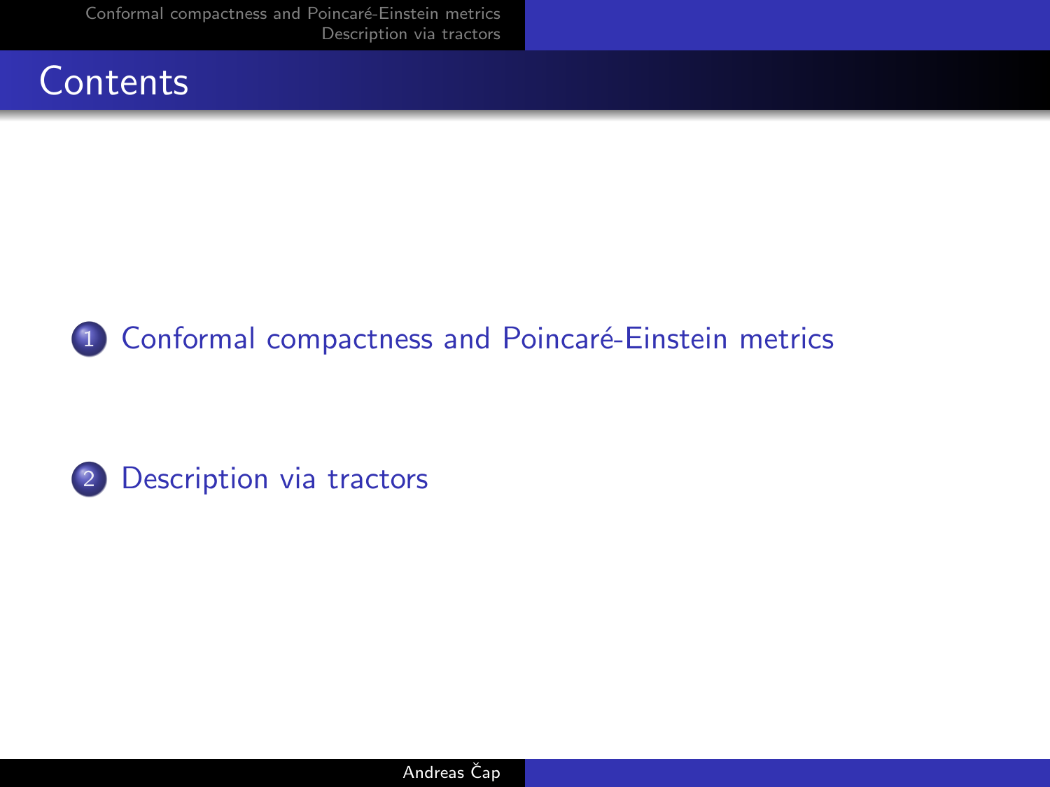# Contents

1. Conformal compactness and Poincaré-Einstein metrics

2. Description via tractors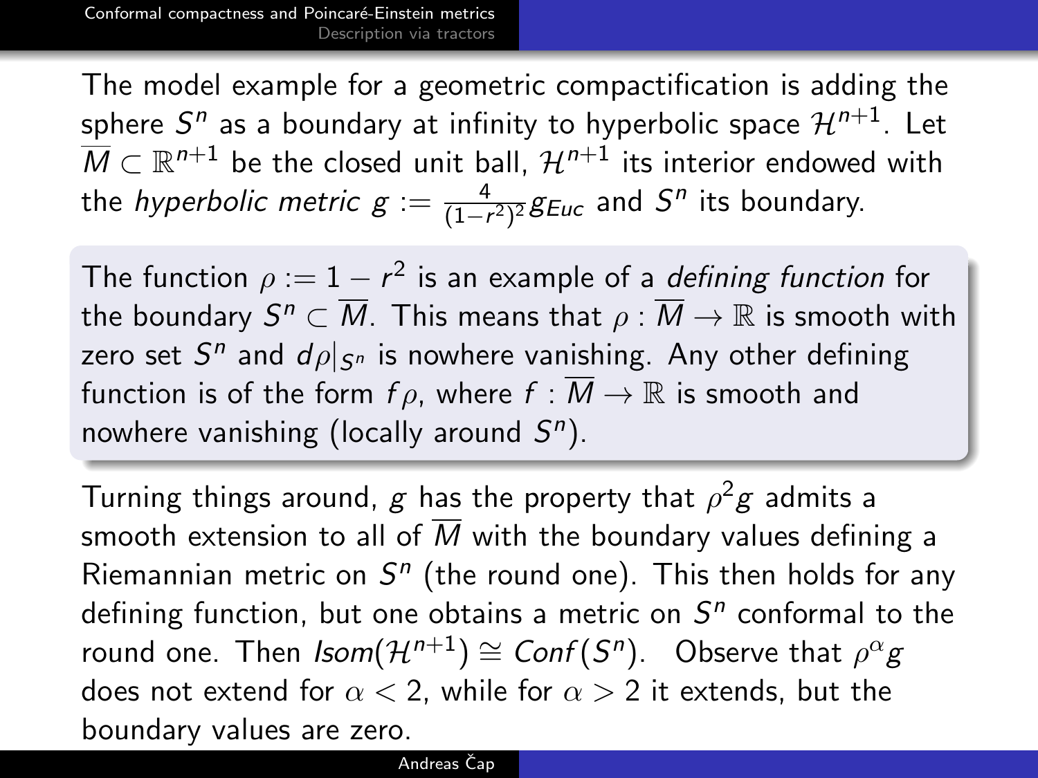The model example for a geometric compactification is adding the sphere $S^n$ as a boundary at infinity to hyperbolic space $\mathcal{H}^{n+1}$. Let $\overline{M} \subset \mathbb{R}^{n+1}$ be the closed unit ball, $\mathcal{H}^{n+1}$ its interior endowed with the *hyperbolic metric* $g := \frac{4}{(1-r^2)^2} g_{Euc}$ and $S^n$ its boundary.

The function $\rho := 1 - r^2$ is an example of a *defining function* for the boundary $S^n \subset \overline{M}$. This means that $\rho : \overline{M} \to \mathbb{R}$ is smooth with zero set $S^n$ and $d\rho|_{S^n}$ is nowhere vanishing. Any other defining function is of the form $f\rho$, where $f : \overline{M} \to \mathbb{R}$ is smooth and nowhere vanishing (locally around $S^n$).

Turning things around, $g$ has the property that $\rho^2 g$ admits a smooth extension to all of $\overline{M}$ with the boundary values defining a Riemannian metric on $S^n$ (the round one). This then holds for any defining function, but one obtains a metric on $S^n$ conformal to the round one. Then $Isom(\mathcal{H}^{n+1}) \cong Conf(S^n)$. Observe that $\rho^\alpha g$ does not extend for $\alpha < 2$, while for $\alpha > 2$ it extends, but the boundary values are zero.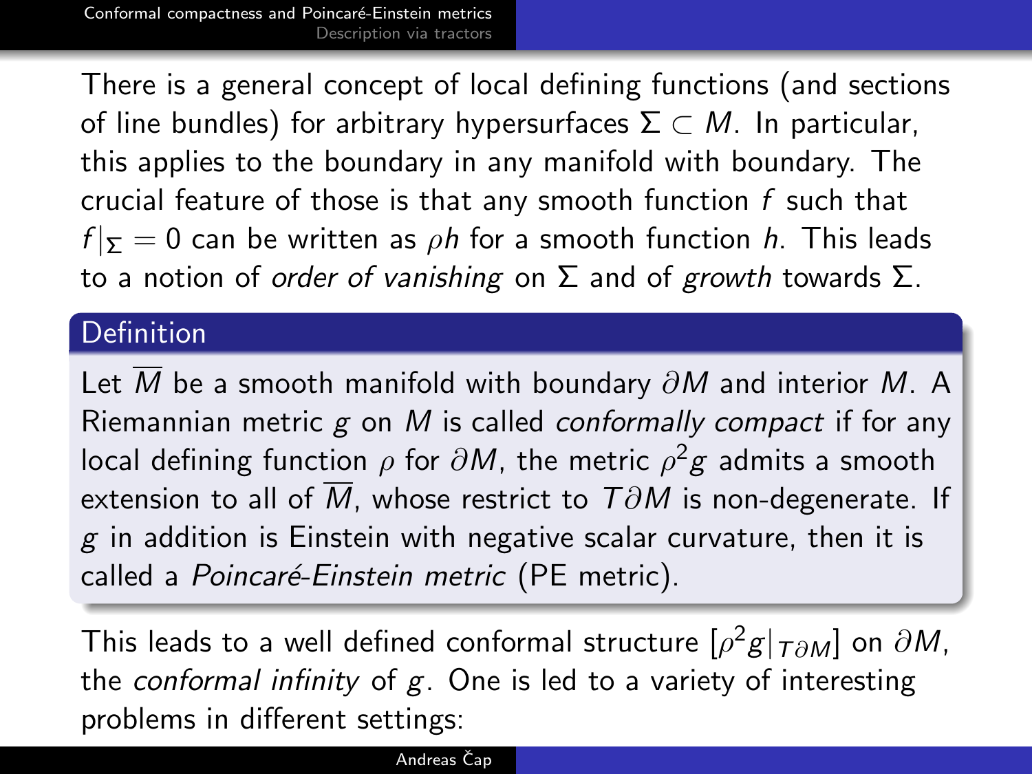There is a general concept of local defining functions (and sections of line bundles) for arbitrary hypersurfaces $\Sigma \subset M$. In particular, this applies to the boundary in any manifold with boundary. The crucial feature of those is that any smooth function $f$ such that $f|_\Sigma = 0$ can be written as $\rho h$ for a smooth function $h$. This leads to a notion of *order of vanishing* on $\Sigma$ and of *growth* towards $\Sigma$.

**Definition**

Let $\overline{M}$ be a smooth manifold with boundary $\partial M$ and interior $M$. A Riemannian metric $g$ on $M$ is called *conformally compact* if for any local defining function $\rho$ for $\partial M$, the metric $\rho^2 g$ admits a smooth extension to all of $\overline{M}$, whose restrict to $T\partial M$ is non-degenerate. If $g$ in addition is Einstein with negative scalar curvature, then it is called a *Poincaré-Einstein metric* (PE metric).

This leads to a well defined conformal structure $[\rho^2 g|_{T\partial M}]$ on $\partial M$, the *conformal infinity* of $g$. One is led to a variety of interesting problems in different settings: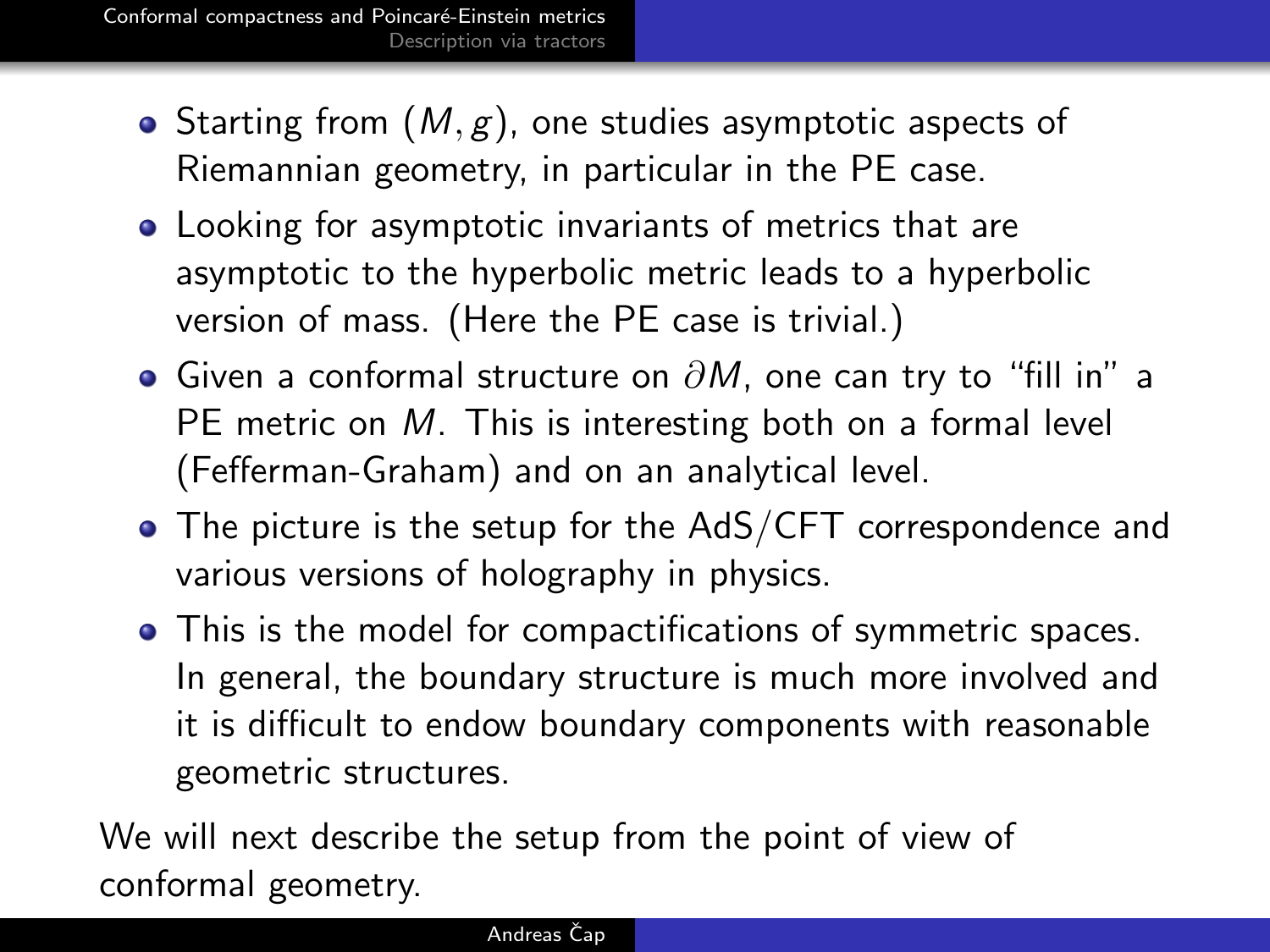- Starting from $(M, g)$, one studies asymptotic aspects of Riemannian geometry, in particular in the PE case.
- Looking for asymptotic invariants of metrics that are asymptotic to the hyperbolic metric leads to a hyperbolic version of mass. (Here the PE case is trivial.)
- Given a conformal structure on $\partial M$, one can try to "fill in" a PE metric on $M$. This is interesting both on a formal level (Fefferman-Graham) and on an analytical level.
- The picture is the setup for the AdS/CFT correspondence and various versions of holography in physics.
- This is the model for compactifications of symmetric spaces. In general, the boundary structure is much more involved and it is difficult to endow boundary components with reasonable geometric structures.

We will next describe the setup from the point of view of conformal geometry.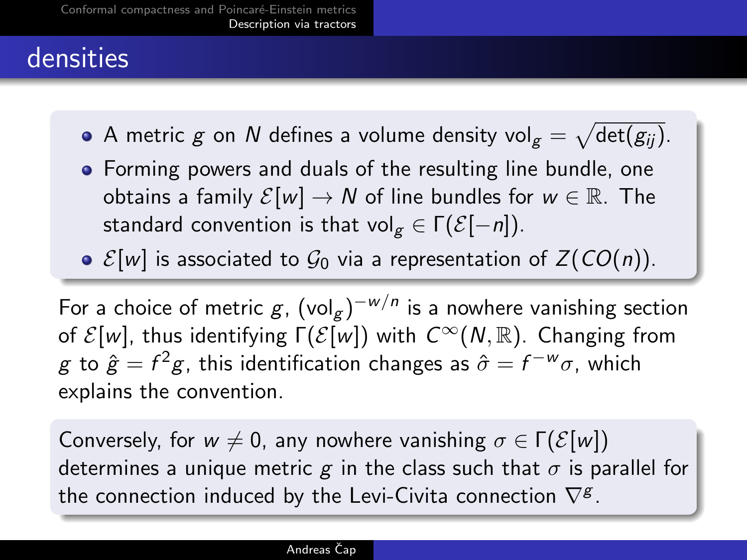## densities

- A metric $g$ on $N$ defines a volume density $\mathrm{vol}_g = \sqrt{\det(g_{ij})}$.
- Forming powers and duals of the resulting line bundle, one obtains a family $\mathcal{E}[w] \to N$ of line bundles for $w \in \mathbb{R}$. The standard convention is that $\mathrm{vol}_g \in \Gamma(\mathcal{E}[-n])$.
- $\mathcal{E}[w]$ is associated to $\mathcal{G}_0$ via a representation of $Z(CO(n))$.

For a choice of metric $g$, $(\mathrm{vol}_g)^{-w/n}$ is a nowhere vanishing section of $\mathcal{E}[w]$, thus identifying $\Gamma(\mathcal{E}[w])$ with $C^\infty(N, \mathbb{R})$. Changing from $g$ to $\hat{g} = f^2 g$, this identification changes as $\hat{\sigma} = f^{-w}\sigma$, which explains the convention.

Conversely, for $w \neq 0$, any nowhere vanishing $\sigma \in \Gamma(\mathcal{E}[w])$ determines a unique metric $g$ in the class such that $\sigma$ is parallel for the connection induced by the Levi-Civita connection $\nabla^g$.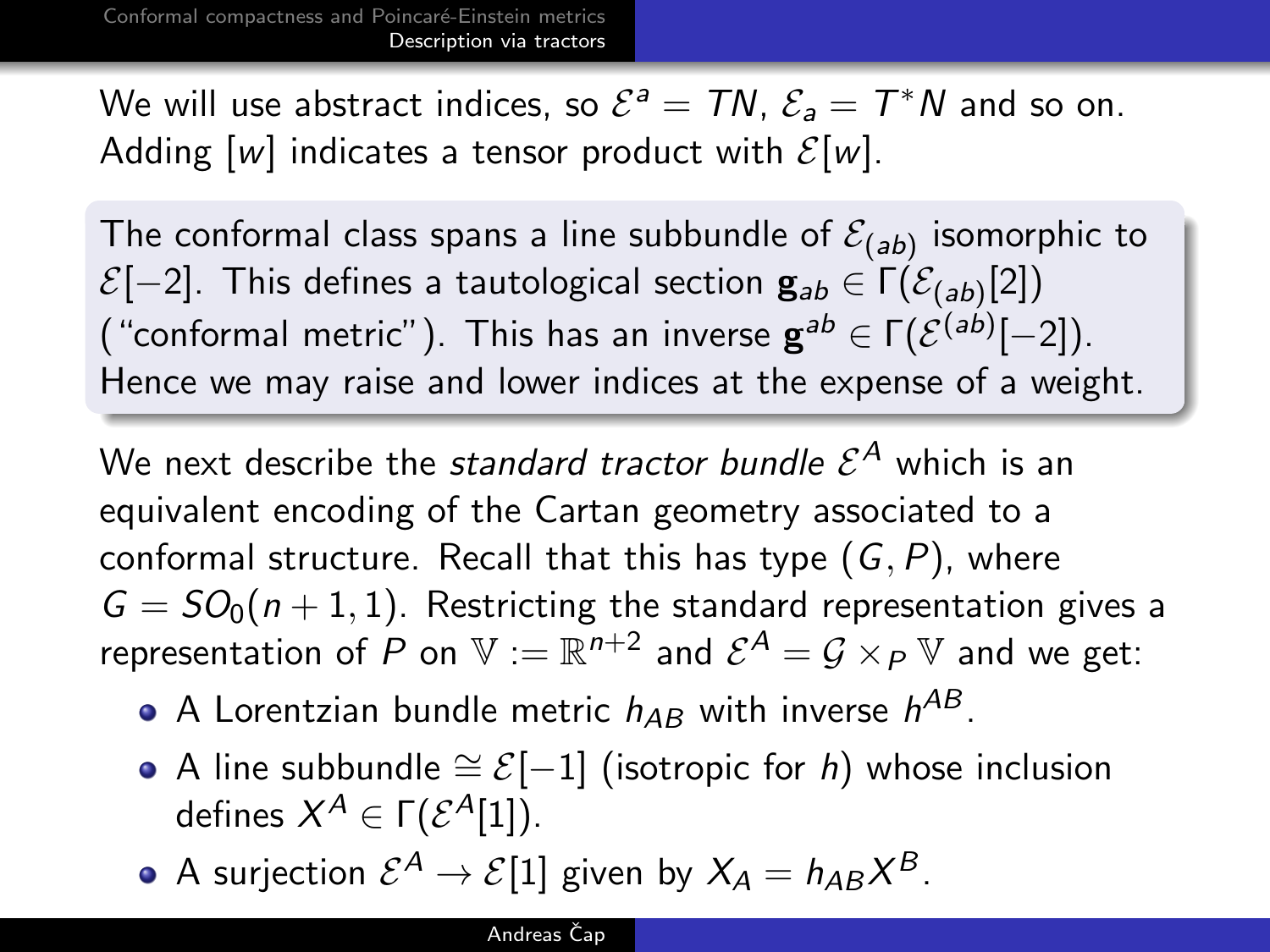We will use abstract indices, so $\mathcal{E}^a = TN$, $\mathcal{E}_a = T^*N$ and so on. Adding $[w]$ indicates a tensor product with $\mathcal{E}[w]$.

The conformal class spans a line subbundle of $\mathcal{E}_{(ab)}$ isomorphic to $\mathcal{E}[-2]$. This defines a tautological section $\mathbf{g}_{ab} \in \Gamma(\mathcal{E}_{(ab)}[2])$ ("conformal metric"). This has an inverse $\mathbf{g}^{ab} \in \Gamma(\mathcal{E}^{(ab)}[-2])$. Hence we may raise and lower indices at the expense of a weight.

We next describe the *standard tractor bundle* $\mathcal{E}^A$ which is an equivalent encoding of the Cartan geometry associated to a conformal structure. Recall that this has type $(G, P)$, where $G = SO_0(n+1, 1)$. Restricting the standard representation gives a representation of $P$ on $\mathbb{V} := \mathbb{R}^{n+2}$ and $\mathcal{E}^A = \mathcal{G} \times_P \mathbb{V}$ and we get:

- A Lorentzian bundle metric $h_{AB}$ with inverse $h^{AB}$.
- A line subbundle $\cong \mathcal{E}[-1]$ (isotropic for $h$) whose inclusion defines $X^A \in \Gamma(\mathcal{E}^A[1])$.
- A surjection $\mathcal{E}^A \to \mathcal{E}[1]$ given by $X_A = h_{AB}X^B$.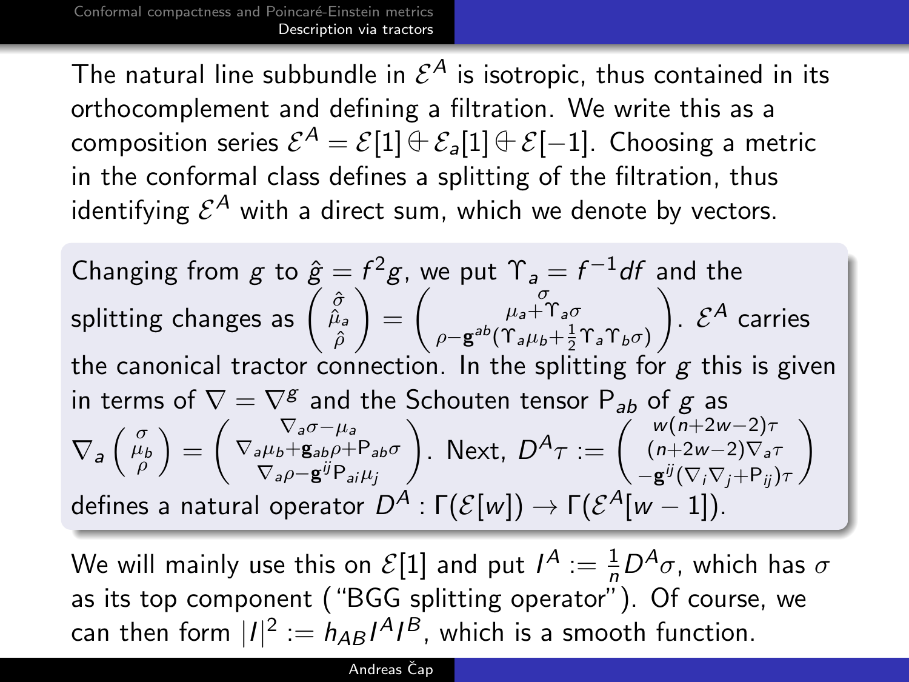The natural line subbundle in $\mathcal{E}^A$ is isotropic, thus contained in its orthocomplement and defining a filtration. We write this as a composition series $\mathcal{E}^A = \mathcal{E}[1] \mathbin{+\!\!\!\!\supset} \mathcal{E}_a[1] \mathbin{+\!\!\!\!\supset} \mathcal{E}[-1]$. Choosing a metric in the conformal class defines a splitting of the filtration, thus identifying $\mathcal{E}^A$ with a direct sum, which we denote by vectors.

Changing from $g$ to $\hat{g} = f^2 g$, we put $\Upsilon_a = f^{-1}df$ and the splitting changes as $\begin{pmatrix} \hat{\sigma} \\ \hat{\mu}_a \\ \hat{\rho} \end{pmatrix} = \begin{pmatrix} \sigma \\ \mu_a + \Upsilon_a \sigma \\ \rho - \mathbf{g}^{ab}(\Upsilon_a \mu_b + \frac{1}{2}\Upsilon_a \Upsilon_b \sigma) \end{pmatrix}$. $\mathcal{E}^A$ carries the canonical tractor connection. In the splitting for $g$ this is given in terms of $\nabla = \nabla^g$ and the Schouten tensor $\mathsf{P}_{ab}$ of $g$ as $\nabla_a \begin{pmatrix} \sigma \\ \mu_b \\ \rho \end{pmatrix} = \begin{pmatrix} \nabla_a \sigma - \mu_a \\ \nabla_a \mu_b + \mathbf{g}_{ab}\rho + \mathsf{P}_{ab}\sigma \\ \nabla_a \rho - \mathbf{g}^{ij}\mathsf{P}_{ai}\mu_j \end{pmatrix}$. Next, $D^A \tau := \begin{pmatrix} w(n+2w-2)\tau \\ (n+2w-2)\nabla_a \tau \\ -\mathbf{g}^{ij}(\nabla_i \nabla_j + \mathsf{P}_{ij})\tau \end{pmatrix}$ defines a natural operator $D^A : \Gamma(\mathcal{E}[w]) \to \Gamma(\mathcal{E}^A[w-1])$.

We will mainly use this on $\mathcal{E}[1]$ and put $I^A := \frac{1}{n} D^A \sigma$, which has $\sigma$ as its top component ("BGG splitting operator"). Of course, we can then form $|I|^2 := h_{AB} I^A I^B$, which is a smooth function.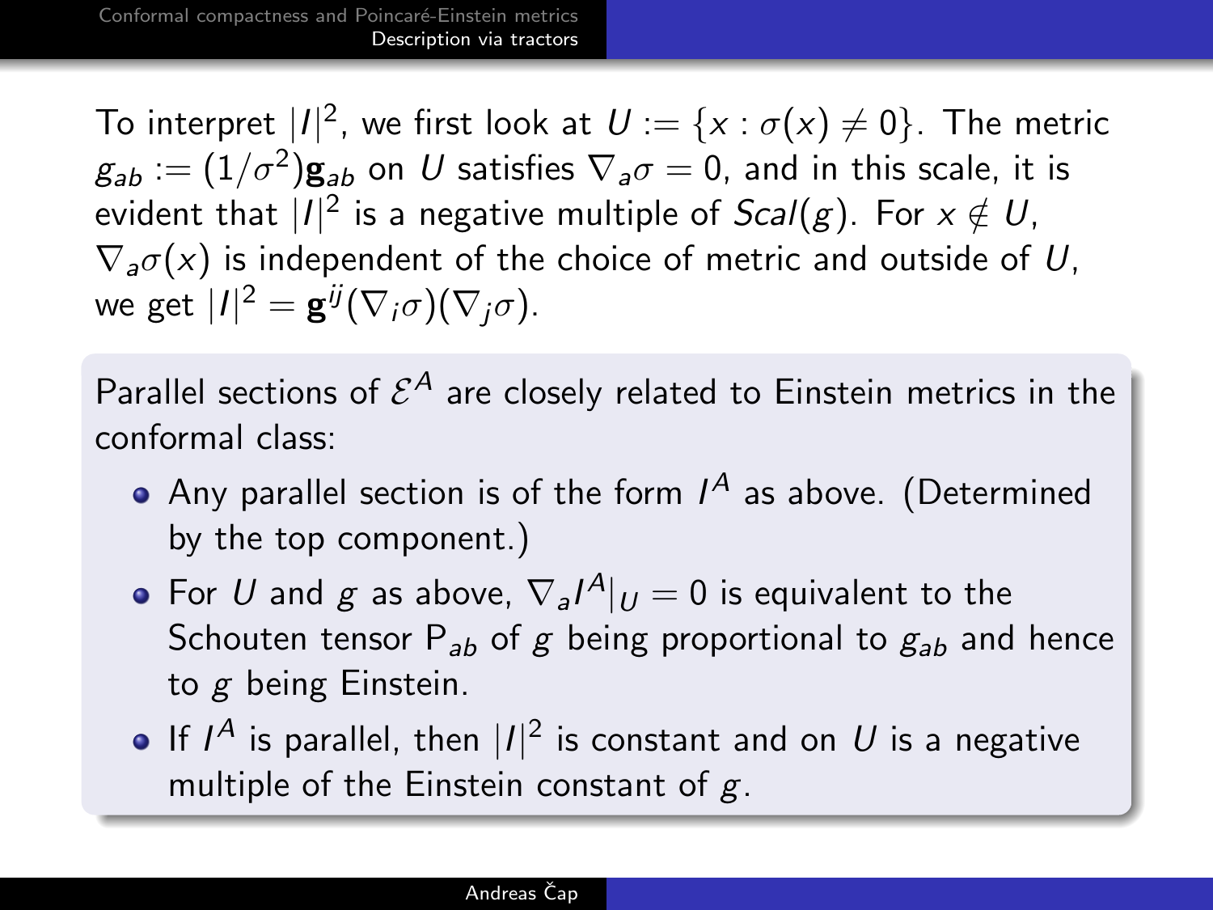To interpret $|I|^2$, we first look at $U := \{x : \sigma(x) \neq 0\}$. The metric $g_{ab} := (1/\sigma^2)\mathbf{g}_{ab}$ on $U$ satisfies $\nabla_a \sigma = 0$, and in this scale, it is evident that $|I|^2$ is a negative multiple of $Scal(g)$. For $x \notin U$, $\nabla_a \sigma(x)$ is independent of the choice of metric and outside of $U$, we get $|I|^2 = \mathbf{g}^{ij}(\nabla_i \sigma)(\nabla_j \sigma)$.

Parallel sections of $\mathcal{E}^A$ are closely related to Einstein metrics in the conformal class:

- Any parallel section is of the form $I^A$ as above. (Determined by the top component.)
- For $U$ and $g$ as above, $\nabla_a I^A|_U = 0$ is equivalent to the Schouten tensor $\mathrm{P}_{ab}$ of $g$ being proportional to $g_{ab}$ and hence to $g$ being Einstein.
- If $I^A$ is parallel, then $|I|^2$ is constant and on $U$ is a negative multiple of the Einstein constant of $g$.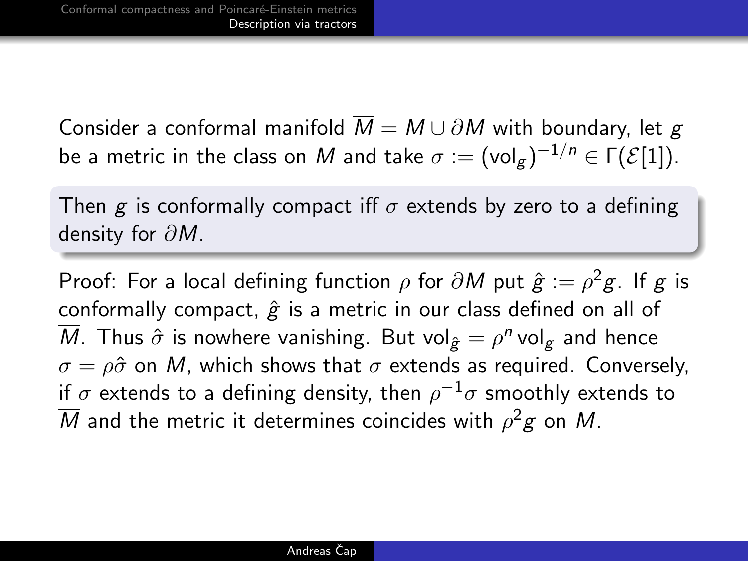Consider a conformal manifold $\overline{M} = M \cup \partial M$ with boundary, let $g$ be a metric in the class on $M$ and take $\sigma := (\mathrm{vol}_g)^{-1/n} \in \Gamma(\mathcal{E}[1])$.

Then $g$ is conformally compact iff $\sigma$ extends by zero to a defining density for $\partial M$.

Proof: For a local defining function $\rho$ for $\partial M$ put $\hat{g} := \rho^2 g$. If $g$ is conformally compact, $\hat{g}$ is a metric in our class defined on all of $\overline{M}$. Thus $\hat{\sigma}$ is nowhere vanishing. But $\mathrm{vol}_{\hat{g}} = \rho^n \mathrm{vol}_g$ and hence $\sigma = \rho\hat{\sigma}$ on $M$, which shows that $\sigma$ extends as required. Conversely, if $\sigma$ extends to a defining density, then $\rho^{-1}\sigma$ smoothly extends to $\overline{M}$ and the metric it determines coincides with $\rho^2 g$ on $M$.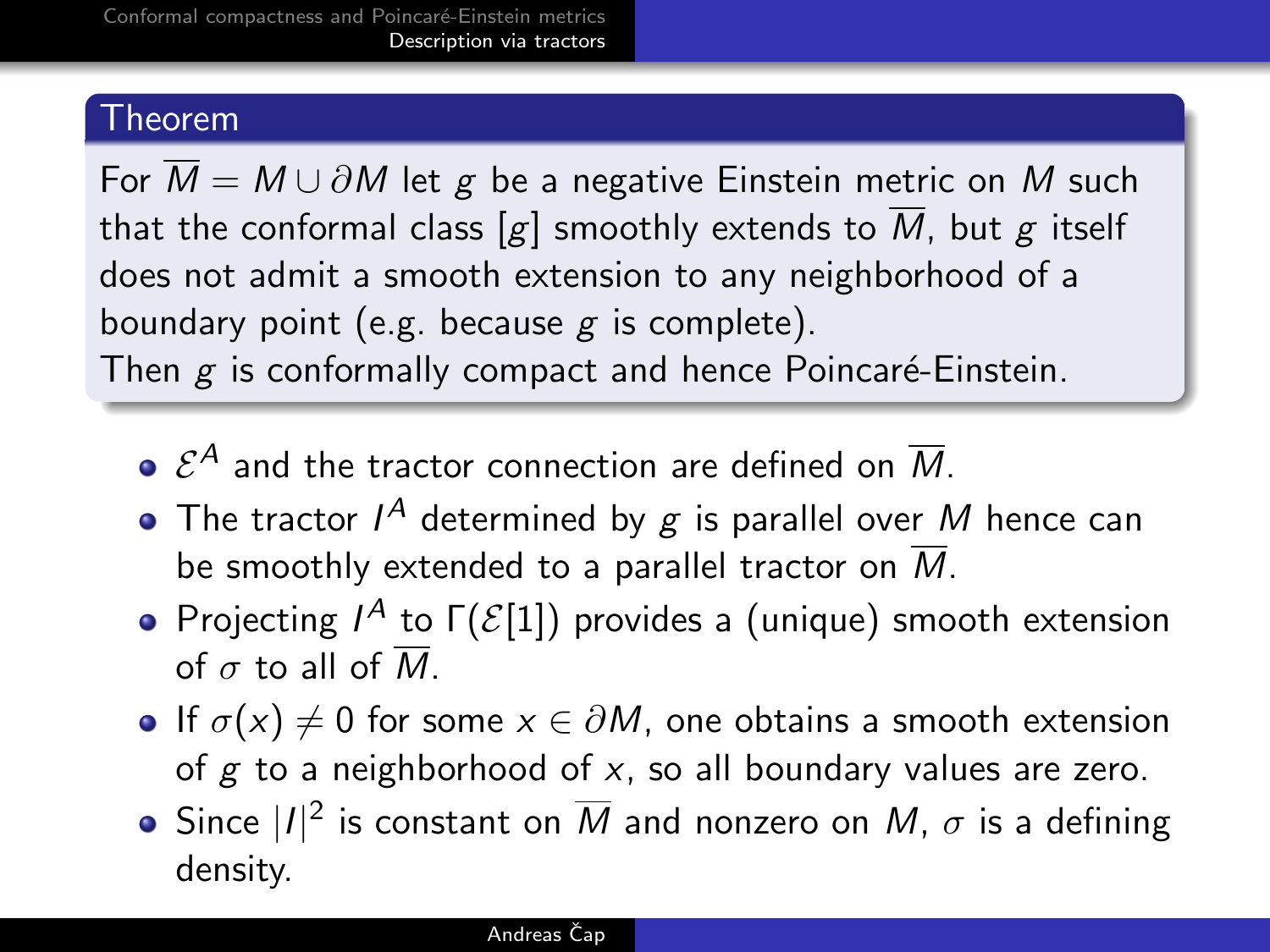**Theorem**

For $\overline{M} = M \cup \partial M$ let $g$ be a negative Einstein metric on $M$ such that the conformal class $[g]$ smoothly extends to $\overline{M}$, but $g$ itself does not admit a smooth extension to any neighborhood of a boundary point (e.g. because $g$ is complete).
Then $g$ is conformally compact and hence Poincaré-Einstein.

- $\mathcal{E}^A$ and the tractor connection are defined on $\overline{M}$.
- The tractor $I^A$ determined by $g$ is parallel over $M$ hence can be smoothly extended to a parallel tractor on $\overline{M}$.
- Projecting $I^A$ to $\Gamma(\mathcal{E}[1])$ provides a (unique) smooth extension of $\sigma$ to all of $\overline{M}$.
- If $\sigma(x) \neq 0$ for some $x \in \partial M$, one obtains a smooth extension of $g$ to a neighborhood of $x$, so all boundary values are zero.
- Since $|I|^2$ is constant on $\overline{M}$ and nonzero on $M$, $\sigma$ is a defining density.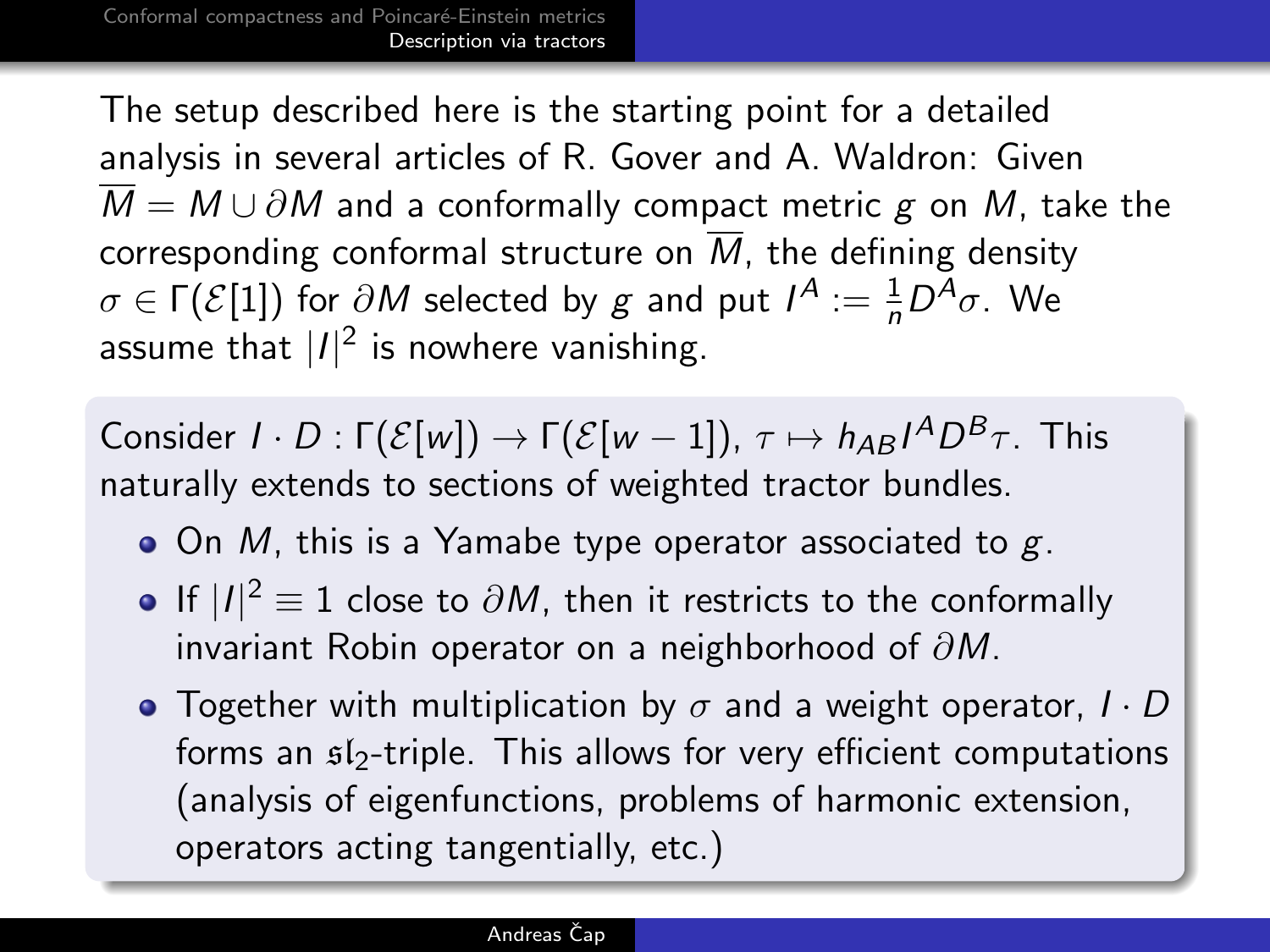The setup described here is the starting point for a detailed analysis in several articles of R. Gover and A. Waldron: Given $\overline{M} = M \cup \partial M$ and a conformally compact metric $g$ on $M$, take the corresponding conformal structure on $\overline{M}$, the defining density $\sigma \in \Gamma(\mathcal{E}[1])$ for $\partial M$ selected by $g$ and put $I^A := \frac{1}{n} D^A \sigma$. We assume that $|I|^2$ is nowhere vanishing.

Consider $I \cdot D : \Gamma(\mathcal{E}[w]) \to \Gamma(\mathcal{E}[w-1])$, $\tau \mapsto h_{AB} I^A D^B \tau$. This naturally extends to sections of weighted tractor bundles.

- On $M$, this is a Yamabe type operator associated to $g$.
- If $|I|^2 \equiv 1$ close to $\partial M$, then it restricts to the conformally invariant Robin operator on a neighborhood of $\partial M$.
- Together with multiplication by $\sigma$ and a weight operator, $I \cdot D$ forms an $\mathfrak{sl}_2$-triple. This allows for very efficient computations (analysis of eigenfunctions, problems of harmonic extension, operators acting tangentially, etc.)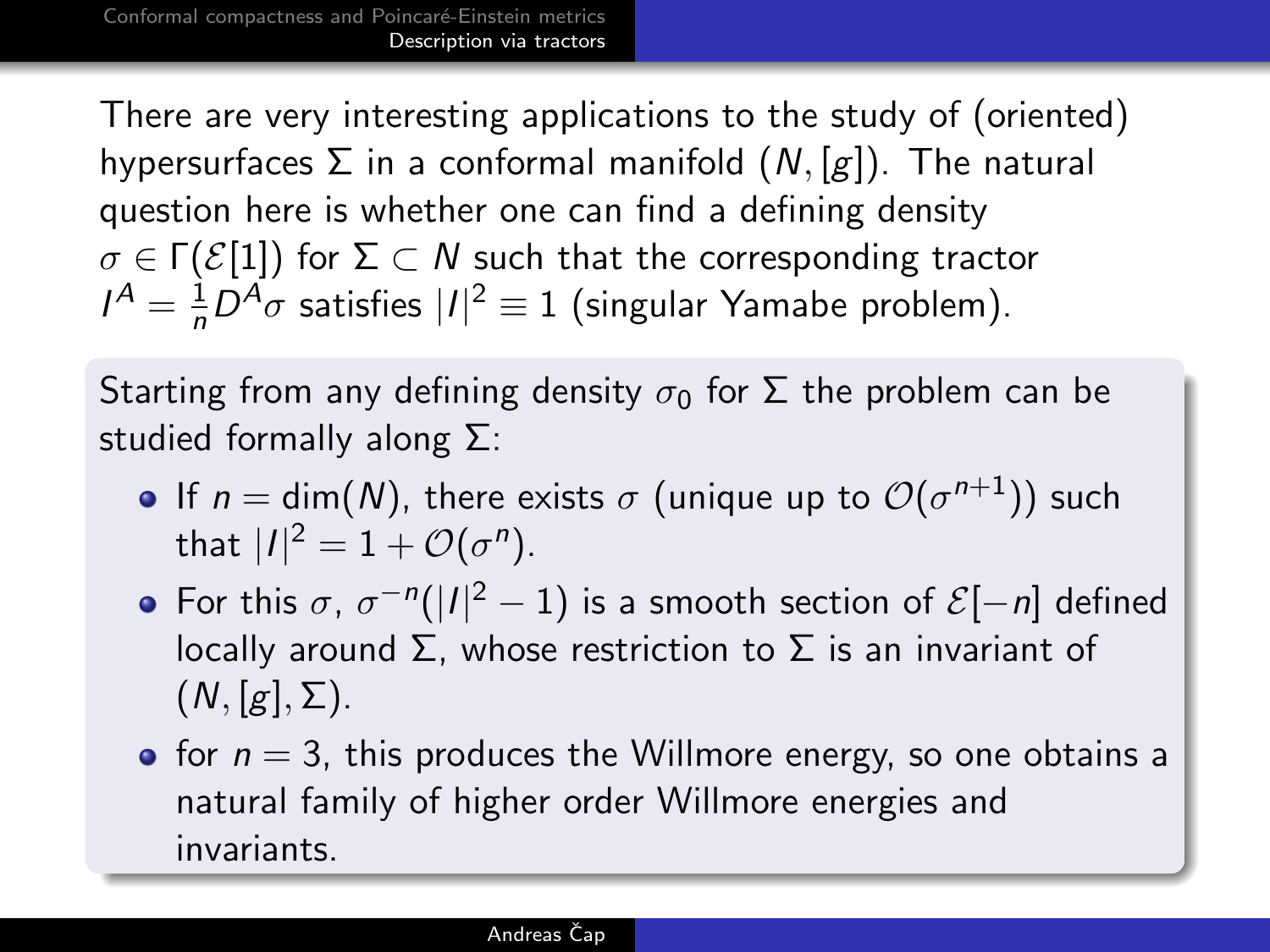There are very interesting applications to the study of (oriented) hypersurfaces $\Sigma$ in a conformal manifold $(N, [g])$. The natural question here is whether one can find a defining density $\sigma \in \Gamma(\mathcal{E}[1])$ for $\Sigma \subset N$ such that the corresponding tractor $I^A = \frac{1}{n} D^A \sigma$ satisfies $|I|^2 \equiv 1$ (singular Yamabe problem).

Starting from any defining density $\sigma_0$ for $\Sigma$ the problem can be studied formally along $\Sigma$:

- If $n = \dim(N)$, there exists $\sigma$ (unique up to $\mathcal{O}(\sigma^{n+1})$) such that $|I|^2 = 1 + \mathcal{O}(\sigma^n)$.
- For this $\sigma$, $\sigma^{-n}(|I|^2 - 1)$ is a smooth section of $\mathcal{E}[-n]$ defined locally around $\Sigma$, whose restriction to $\Sigma$ is an invariant of $(N, [g], \Sigma)$.
- for $n = 3$, this produces the Willmore energy, so one obtains a natural family of higher order Willmore energies and invariants.